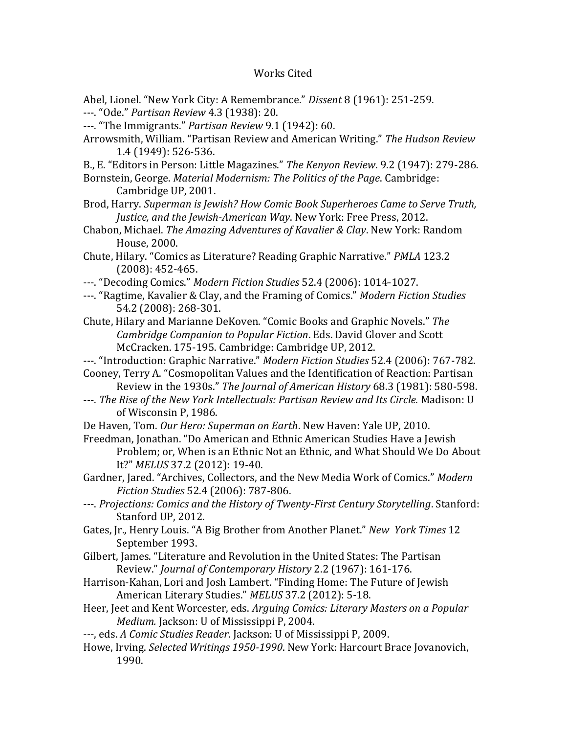# Works Cited

Abel, Lionel. "New York City: A Remembrance." *Dissent* 8 (1961): 251-259.

---. "Ode." *Partisan Review* 4.3 (1938): 20.

---. "The Immigrants." *Partisan Review* 9.1 (1942): 60.

Arrowsmith, William. "Partisan Review and American Writing." *The Hudson Review* 1.4 (1949): 526-536.

B., E. "Editors in Person: Little Magazines." *The Kenyon Review*. 9.2 (1947): 279-286.

Bornstein, George. *Material Modernism: The Politics of the Page*. Cambridge: Cambridge UP, 2001.

Brod, Harry. *Superman is Jewish? How Comic Book Superheroes Came to Serve Truth, Justice, and the Jewish-American Way*. New York: Free Press, 2012.

Chabon, Michael. *The Amazing Adventures of Kavalier & Clay*. New York: Random House, 2000.

Chute, Hilary. "Comics as Literature? Reading Graphic Narrative." *PMLA* 123.2 (2008): 452-465.

---. "Decoding Comics." *Modern Fiction Studies* 52.4 (2006): 1014-1027.

---. "Ragtime, Kavalier & Clay, and the Framing of Comics." *Modern Fiction Studies* 54.2 (2008): 268-301.

Chute, Hilary and Marianne DeKoven. "Comic Books and Graphic Novels." *The Cambridge Companion to Popular Fiction*. Eds. David Glover and Scott McCracken. 175-195. Cambridge: Cambridge UP, 2012.

---. "Introduction: Graphic Narrative." *Modern Fiction Studies* 52.4 (2006): 767-782.

Cooney, Terry A. "Cosmopolitan Values and the Identification of Reaction: Partisan Review in the 1930s." *The Journal of American History* 68.3 (1981): 580-598.

---. *The Rise of the New York Intellectuals: Partisan Review and Its Circle.* Madison: U of Wisconsin P, 1986.

De Haven, Tom. *Our Hero: Superman on Earth*. New Haven: Yale UP, 2010.

Freedman, Jonathan. "Do American and Ethnic American Studies Have a Jewish Problem; or, When is an Ethnic Not an Ethnic, and What Should We Do About It?" *MELUS* 37.2 (2012): 19-40.

Gardner, Jared. "Archives, Collectors, and the New Media Work of Comics." *Modern Fiction Studies* 52.4 (2006): 787-806.

---. *Projections: Comics and the History of Twenty-First Century Storytelling*. Stanford: Stanford UP, 2012.

Gates, Jr., Henry Louis. "A Big Brother from Another Planet." *New York Times* 12 September 1993.

Gilbert, James. "Literature and Revolution in the United States: The Partisan Review." *Journal of Contemporary History* 2.2 (1967): 161-176.

Harrison-Kahan, Lori and Josh Lambert. "Finding Home: The Future of Jewish American Literary Studies." *MELUS* 37.2 (2012): 5-18.

Heer, Jeet and Kent Worcester, eds. *Arguing Comics: Literary Masters on a Popular Medium.* Jackson: U of Mississippi P, 2004.

---, eds. *A Comic Studies Reader*. Jackson: U of Mississippi P, 2009.

Howe, Irving. *Selected Writings 1950-1990*. New York: Harcourt Brace Jovanovich, 1990.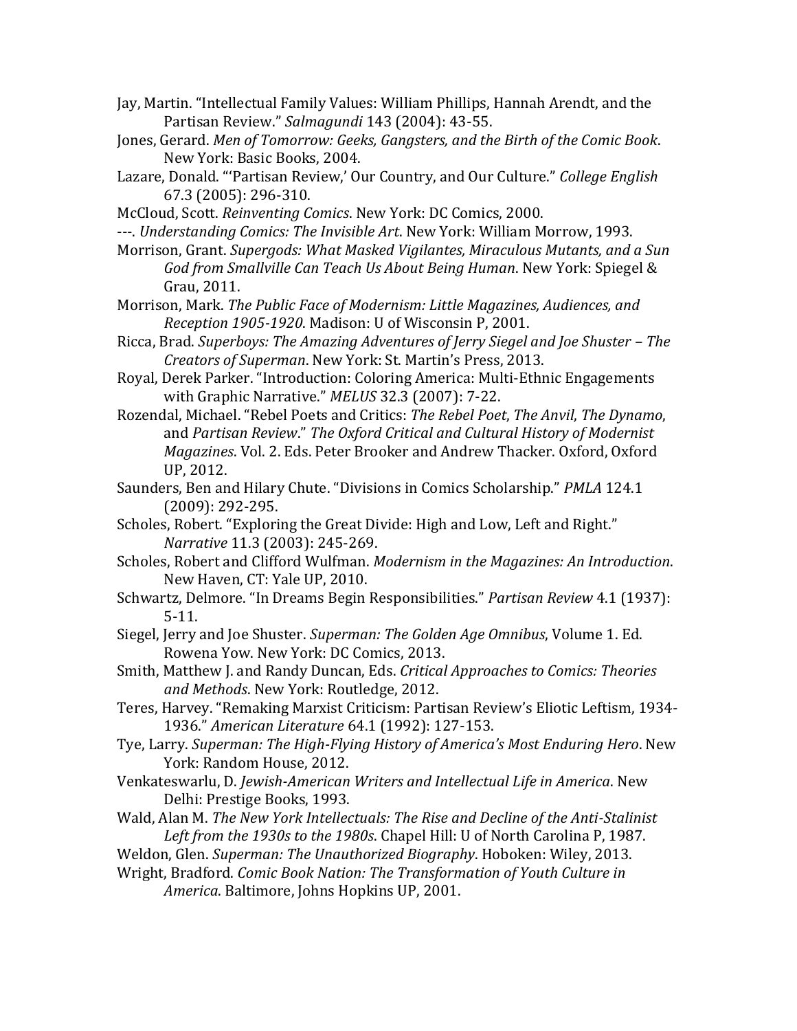Jay, Martin. “Intellectual Family Values: William Phillips, Hannah Arendt, and the Partisan Review.” *Salmagundi* 143 (2004): 43-55.

Jones, Gerard. *Men of Tomorrow: Geeks, Gangsters, and the Birth of the Comic Book*. New York: Basic Books, 2004.

Lazare, Donald. “‘Partisan Review,’ Our Country, and Our Culture.” *College English* 67.3 (2005): 296-310.

McCloud, Scott. *Reinventing Comics*. New York: DC Comics, 2000.

---. *Understanding Comics: The Invisible Art*. New York: William Morrow, 1993.

Morrison, Grant. *Supergods: What Masked Vigilantes, Miraculous Mutants, and a Sun God from Smallville Can Teach Us About Being Human*. New York: Spiegel & Grau, 2011.

Morrison, Mark. *The Public Face of Modernism: Little Magazines, Audiences, and Reception 1905-1920*. Madison: U of Wisconsin P, 2001.

Ricca, Brad. *Superboys: The Amazing Adventures of Jerry Siegel and Joe Shuster – The Creators of Superman*. New York: St. Martin’s Press, 2013.

Royal, Derek Parker. “Introduction: Coloring America: Multi-Ethnic Engagements with Graphic Narrative.” *MELUS* 32.3 (2007): 7-22.

Rozendal, Michael. “Rebel Poets and Critics: *The Rebel Poet*, *The Anvil*, *The Dynamo*, and *Partisan Review*.” *The Oxford Critical and Cultural History of Modernist Magazines*. Vol. 2. Eds. Peter Brooker and Andrew Thacker. Oxford, Oxford UP, 2012.

Saunders, Ben and Hilary Chute. “Divisions in Comics Scholarship.” *PMLA* 124.1 (2009): 292-295.

Scholes, Robert. “Exploring the Great Divide: High and Low, Left and Right.” *Narrative* 11.3 (2003): 245-269.

Scholes, Robert and Clifford Wulfman. *Modernism in the Magazines: An Introduction*. New Haven, CT: Yale UP, 2010.

Schwartz, Delmore. “In Dreams Begin Responsibilities.” *Partisan Review* 4.1 (1937): 5-11.

Siegel, Jerry and Joe Shuster. *Superman: The Golden Age Omnibus*, Volume 1. Ed. Rowena Yow. New York: DC Comics, 2013.

Smith, Matthew J. and Randy Duncan, Eds. *Critical Approaches to Comics: Theories and Methods*. New York: Routledge, 2012.

Teres, Harvey. “Remaking Marxist Criticism: Partisan Review’s Eliotic Leftism, 1934-1936.” *American Literature* 64.1 (1992): 127-153.

Tye, Larry. *Superman: The High-Flying History of America’s Most Enduring Hero*. New York: Random House, 2012.

Venkateswarlu, D. *Jewish-American Writers and Intellectual Life in America*. New Delhi: Prestige Books, 1993.

Wald, Alan M. *The New York Intellectuals: The Rise and Decline of the Anti-Stalinist Left from the 1930s to the 1980s*. Chapel Hill: U of North Carolina P, 1987.

Weldon, Glen. *Superman: The Unauthorized Biography*. Hoboken: Wiley, 2013.

Wright, Bradford. *Comic Book Nation: The Transformation of Youth Culture in America*. Baltimore, Johns Hopkins UP, 2001.